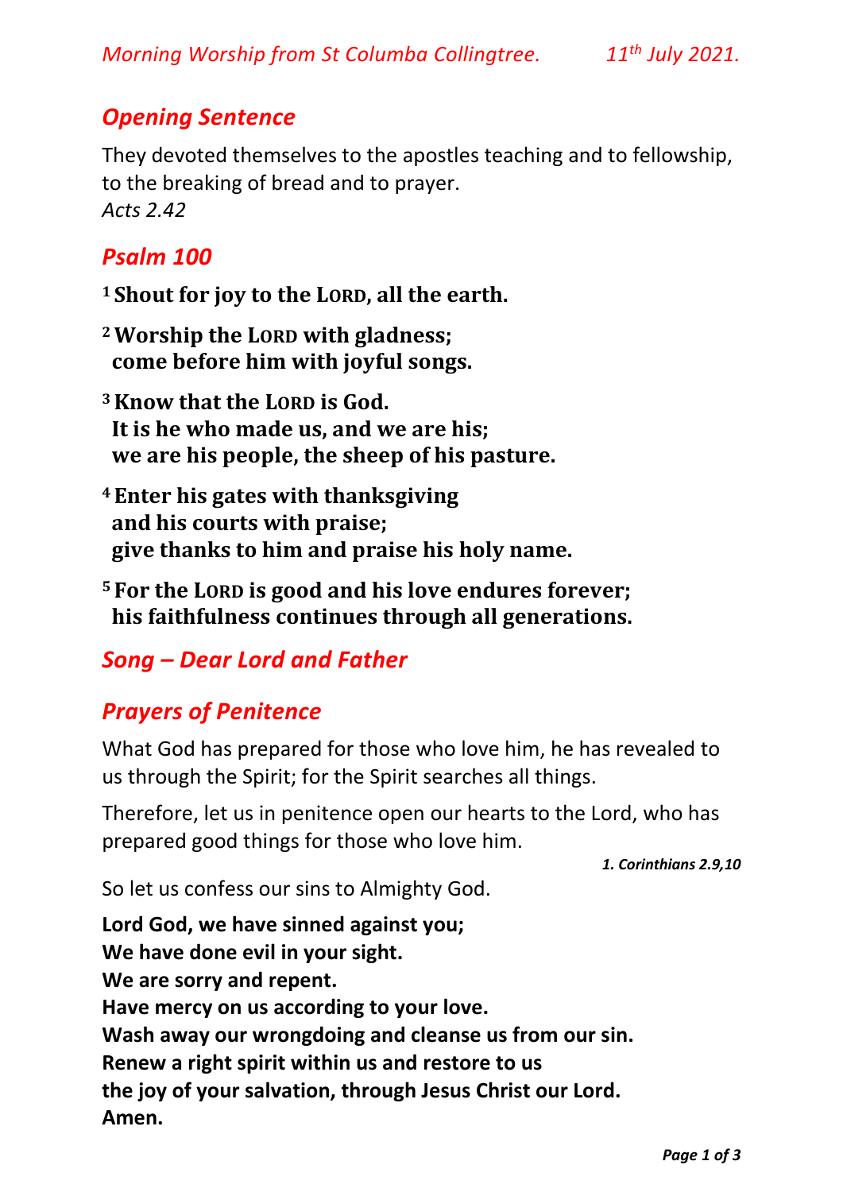*Morning Worship from St Columba Collingtree.* *11th July 2021.*

## *Opening Sentence*

They devoted themselves to the apostles teaching and to fellowship, to the breaking of bread and to prayer.
*Acts 2.42*

## *Psalm 100*

[1] **Shout for joy to the LORD, all the earth.**

[2] **Worship the LORD with gladness;**
**come before him with joyful songs.**

[3] **Know that the LORD is God.**
**It is he who made us, and we are his;**
**we are his people, the sheep of his pasture.**

[4] **Enter his gates with thanksgiving**
**and his courts with praise;**
**give thanks to him and praise his holy name.**

[5] **For the LORD is good and his love endures forever;**
**his faithfulness continues through all generations.**

## *Song – Dear Lord and Father*

## *Prayers of Penitence*

What God has prepared for those who love him, he has revealed to us through the Spirit; for the Spirit searches all things.

Therefore, let us in penitence open our hearts to the Lord, who has prepared good things for those who love him.

***1. Corinthians 2.9,10***

So let us confess our sins to Almighty God.

**Lord God, we have sinned against you;**
**We have done evil in your sight.**
**We are sorry and repent.**
**Have mercy on us according to your love.**
**Wash away our wrongdoing and cleanse us from our sin.**
**Renew a right spirit within us and restore to us**
**the joy of your salvation, through Jesus Christ our Lord.**
**Amen.**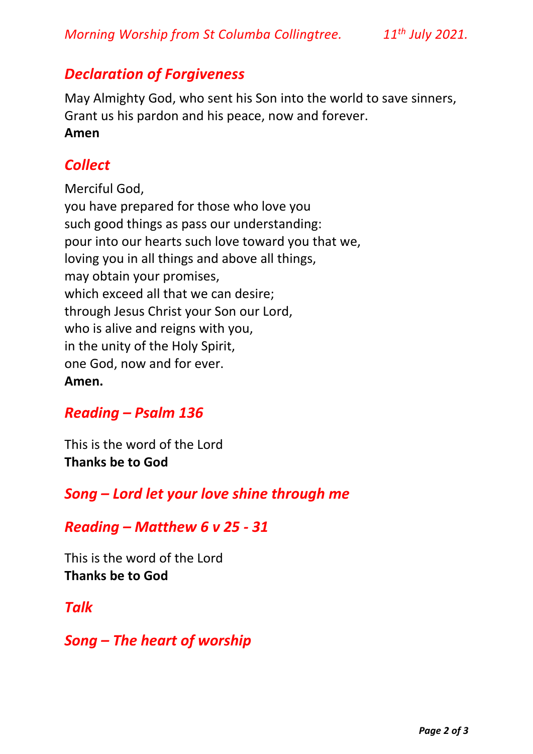## *Declaration of Forgiveness*

May Almighty God, who sent his Son into the world to save sinners,
Grant us his pardon and his peace, now and forever.
**Amen**

## *Collect*

Merciful God,
you have prepared for those who love you
such good things as pass our understanding:
pour into our hearts such love toward you that we,
loving you in all things and above all things,
may obtain your promises,
which exceed all that we can desire;
through Jesus Christ your Son our Lord,
who is alive and reigns with you,
in the unity of the Holy Spirit,
one God, now and for ever.
**Amen.**

## *Reading – Psalm 136*

This is the word of the Lord
**Thanks be to God**

## *Song – Lord let your love shine through me*

## *Reading – Matthew 6 v 25 - 31*

This is the word of the Lord
**Thanks be to God**

## *Talk*

## *Song – The heart of worship*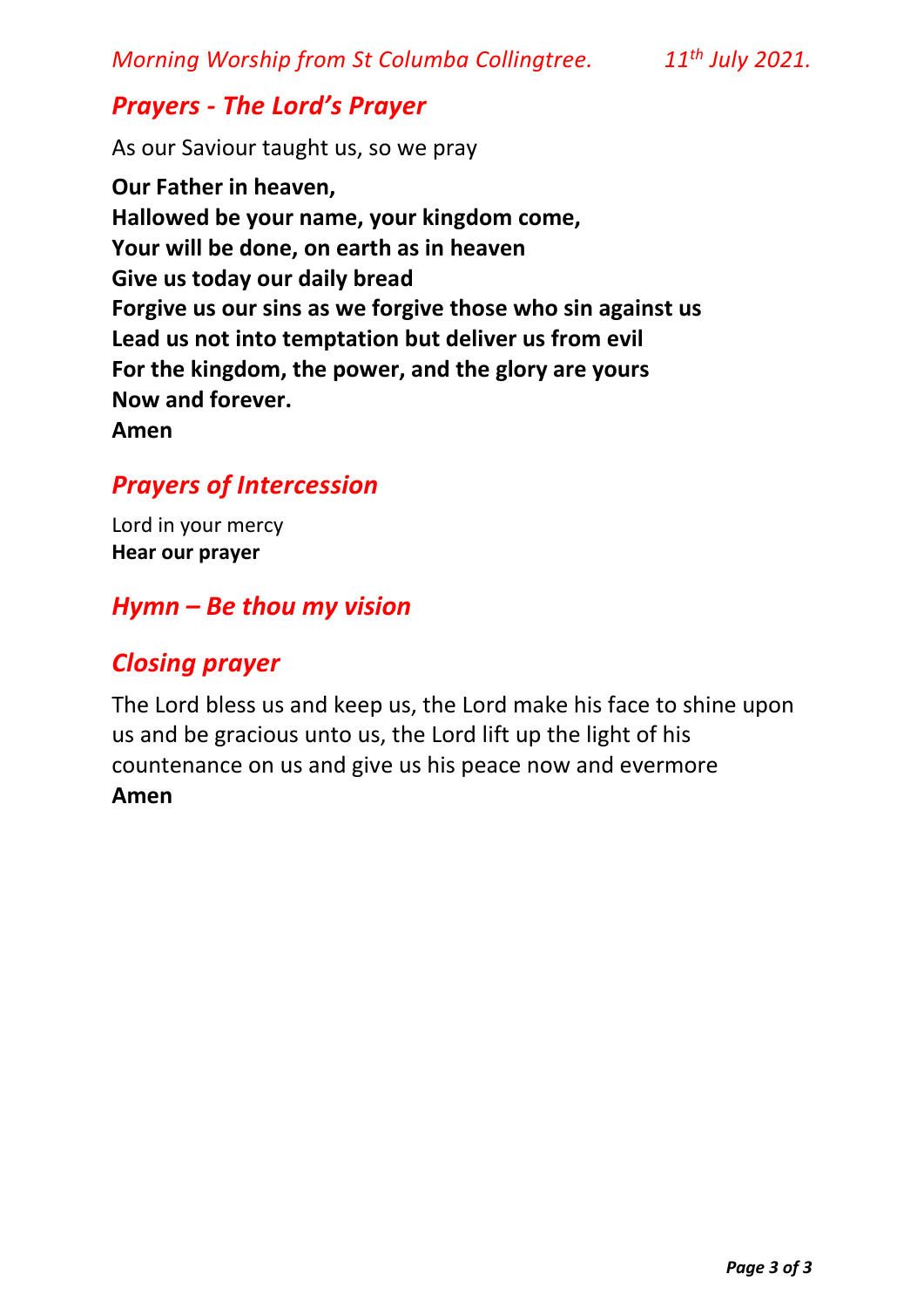## *Prayers - The Lord's Prayer*

As our Saviour taught us, so we pray

**Our Father in heaven,**
**Hallowed be your name, your kingdom come,**
**Your will be done, on earth as in heaven**
**Give us today our daily bread**
**Forgive us our sins as we forgive those who sin against us**
**Lead us not into temptation but deliver us from evil**
**For the kingdom, the power, and the glory are yours**
**Now and forever.**
**Amen**

## *Prayers of Intercession*

Lord in your mercy
**Hear our prayer**

## *Hymn – Be thou my vision*

## *Closing prayer*

The Lord bless us and keep us, the Lord make his face to shine upon us and be gracious unto us, the Lord lift up the light of his countenance on us and give us his peace now and evermore
**Amen**